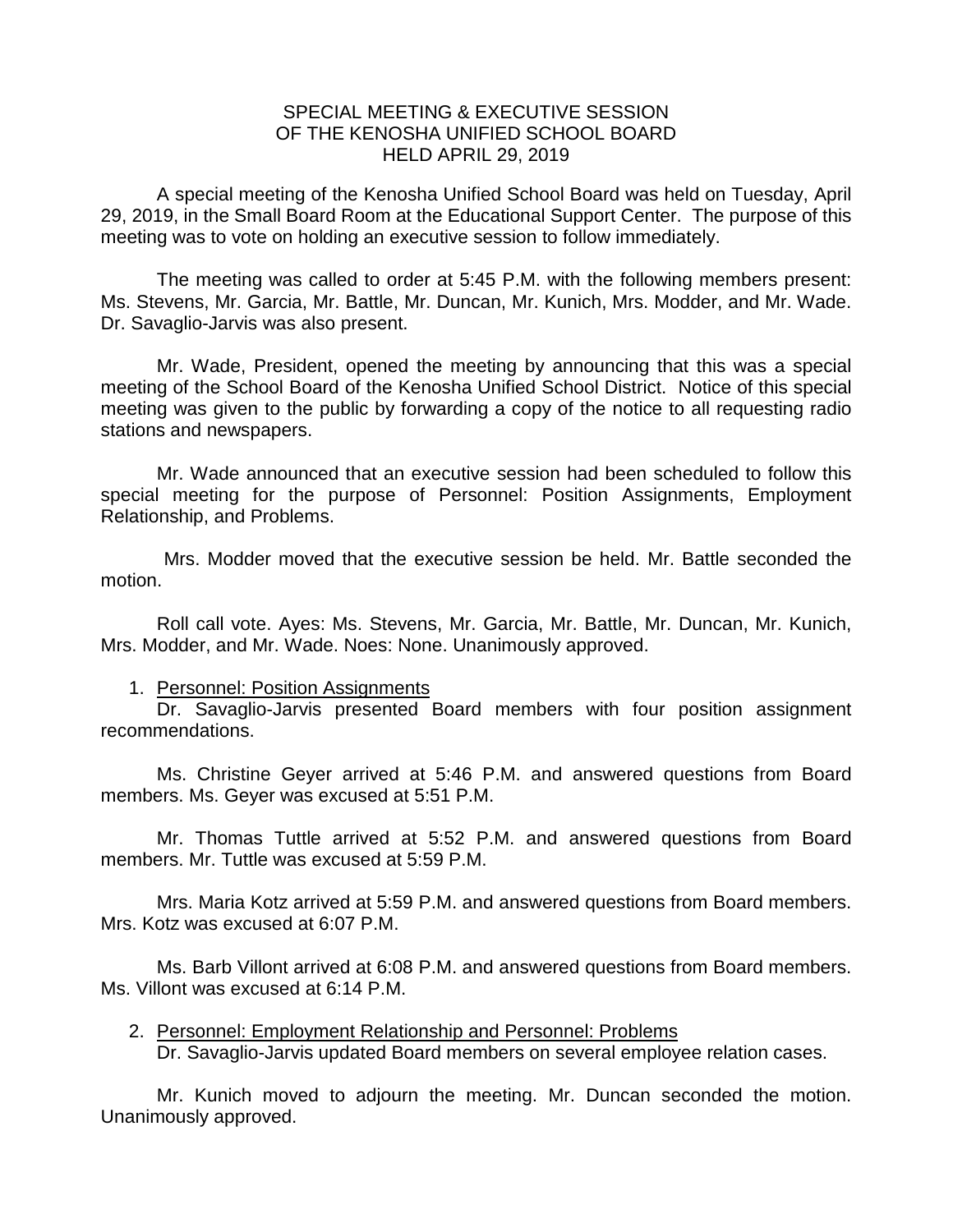# SPECIAL MEETING & EXECUTIVE SESSION
# OF THE KENOSHA UNIFIED SCHOOL BOARD
# HELD APRIL 29, 2019

A special meeting of the Kenosha Unified School Board was held on Tuesday, April 29, 2019, in the Small Board Room at the Educational Support Center. The purpose of this meeting was to vote on holding an executive session to follow immediately.

The meeting was called to order at 5:45 P.M. with the following members present: Ms. Stevens, Mr. Garcia, Mr. Battle, Mr. Duncan, Mr. Kunich, Mrs. Modder, and Mr. Wade. Dr. Savaglio-Jarvis was also present.

Mr. Wade, President, opened the meeting by announcing that this was a special meeting of the School Board of the Kenosha Unified School District. Notice of this special meeting was given to the public by forwarding a copy of the notice to all requesting radio stations and newspapers.

Mr. Wade announced that an executive session had been scheduled to follow this special meeting for the purpose of Personnel: Position Assignments, Employment Relationship, and Problems.

Mrs. Modder moved that the executive session be held. Mr. Battle seconded the motion.

Roll call vote. Ayes: Ms. Stevens, Mr. Garcia, Mr. Battle, Mr. Duncan, Mr. Kunich, Mrs. Modder, and Mr. Wade. Noes: None. Unanimously approved.

1. Personnel: Position Assignments

Dr. Savaglio-Jarvis presented Board members with four position assignment recommendations.

Ms. Christine Geyer arrived at 5:46 P.M. and answered questions from Board members. Ms. Geyer was excused at 5:51 P.M.

Mr. Thomas Tuttle arrived at 5:52 P.M. and answered questions from Board members. Mr. Tuttle was excused at 5:59 P.M.

Mrs. Maria Kotz arrived at 5:59 P.M. and answered questions from Board members. Mrs. Kotz was excused at 6:07 P.M.

Ms. Barb Villont arrived at 6:08 P.M. and answered questions from Board members. Ms. Villont was excused at 6:14 P.M.

2. Personnel: Employment Relationship and Personnel: Problems

Dr. Savaglio-Jarvis updated Board members on several employee relation cases.

Mr. Kunich moved to adjourn the meeting. Mr. Duncan seconded the motion. Unanimously approved.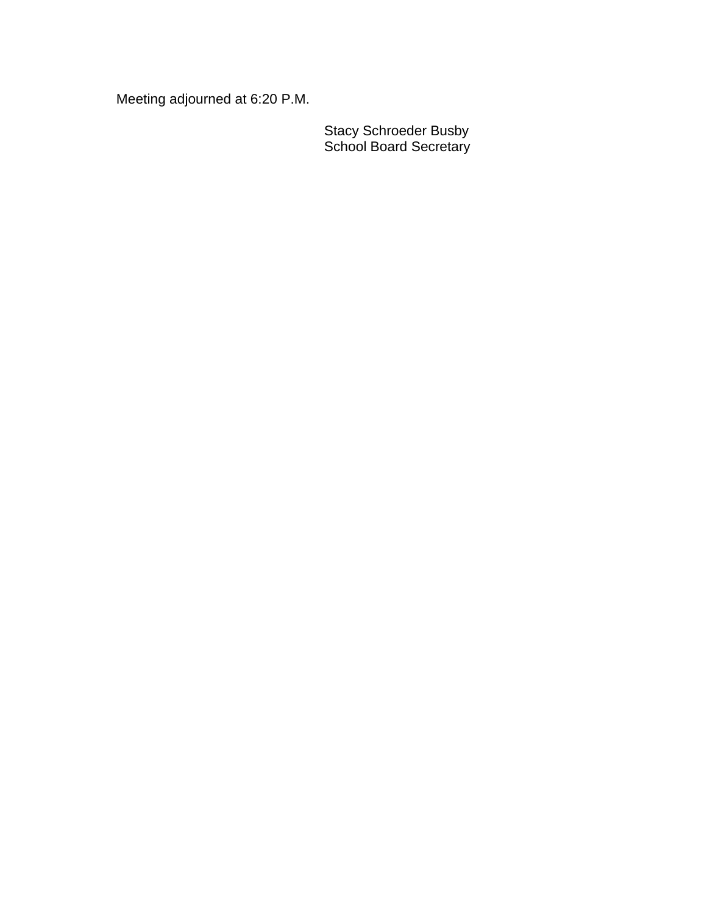Meeting adjourned at 6:20 P.M.

Stacy Schroeder Busby
School Board Secretary